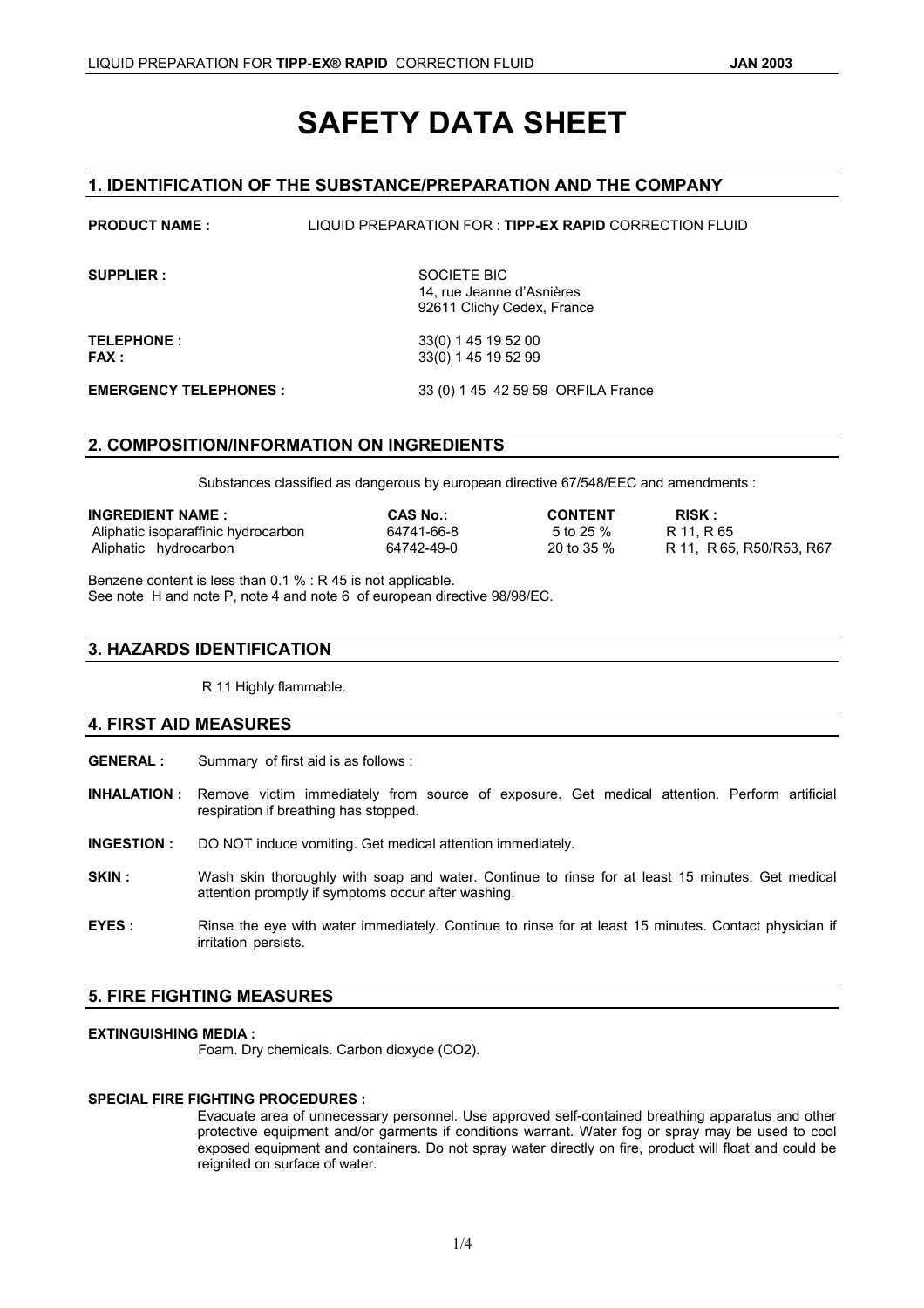# SAFETY DATA SHEET

## 1. IDENTIFICATION OF THE SUBSTANCE/PREPARATION AND THE COMPANY

**PRODUCT NAME :** LIQUID PREPARATION FOR : **TIPP-EX RAPID** CORRECTION FLUID

**SUPPLIER :** SOCIETE BIC
14, rue Jeanne d'Asnières
92611 Clichy Cedex, France

**TELEPHONE :** 33(0) 1 45 19 52 00
**FAX :** 33(0) 1 45 19 52 99

**EMERGENCY TELEPHONES :** 33 (0) 1 45 42 59 59 ORFILA France

## 2. COMPOSITION/INFORMATION ON INGREDIENTS

Substances classified as dangerous by european directive 67/548/EEC and amendments :

| INGREDIENT NAME : | CAS No.: | CONTENT | RISK : |
|---|---|---|---|
| Aliphatic isoparaffinic hydrocarbon | 64741-66-8 | 5 to 25 % | R 11, R 65 |
| Aliphatic hydrocarbon | 64742-49-0 | 20 to 35 % | R 11, R 65, R50/R53, R67 |

Benzene content is less than 0.1 % : R 45 is not applicable.
See note H and note P, note 4 and note 6 of european directive 98/98/EC.

## 3. HAZARDS IDENTIFICATION

R 11 Highly flammable.

## 4. FIRST AID MEASURES

**GENERAL :** Summary of first aid is as follows :

**INHALATION :** Remove victim immediately from source of exposure. Get medical attention. Perform artificial respiration if breathing has stopped.

**INGESTION :** DO NOT induce vomiting. Get medical attention immediately.

**SKIN :** Wash skin thoroughly with soap and water. Continue to rinse for at least 15 minutes. Get medical attention promptly if symptoms occur after washing.

**EYES :** Rinse the eye with water immediately. Continue to rinse for at least 15 minutes. Contact physician if irritation persists.

## 5. FIRE FIGHTING MEASURES

**EXTINGUISHING MEDIA :**

Foam. Dry chemicals. Carbon dioxyde ($CO_2$).

**SPECIAL FIRE FIGHTING PROCEDURES :**

Evacuate area of unnecessary personnel. Use approved self-contained breathing apparatus and other protective equipment and/or garments if conditions warrant. Water fog or spray may be used to cool exposed equipment and containers. Do not spray water directly on fire, product will float and could be reignited on surface of water.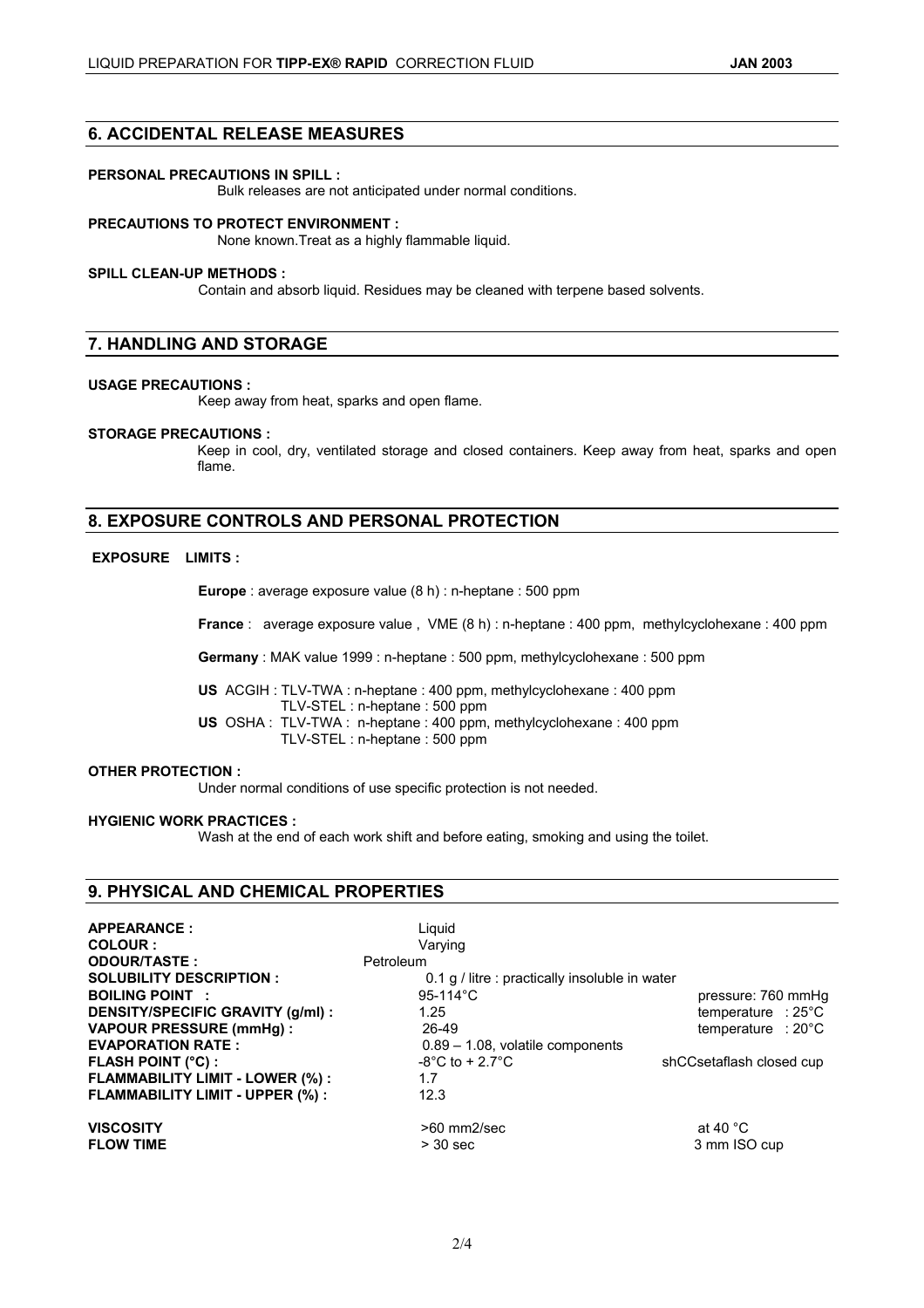## 6. ACCIDENTAL RELEASE MEASURES

**PERSONAL PRECAUTIONS IN SPILL :**
Bulk releases are not anticipated under normal conditions.

**PRECAUTIONS TO PROTECT ENVIRONMENT :**
None known.Treat as a highly flammable liquid.

**SPILL CLEAN-UP METHODS :**
Contain and absorb liquid. Residues may be cleaned with terpene based solvents.

## 7. HANDLING AND STORAGE

**USAGE PRECAUTIONS :**
Keep away from heat, sparks and open flame.

**STORAGE PRECAUTIONS :**
Keep in cool, dry, ventilated storage and closed containers. Keep away from heat, sparks and open flame.

## 8. EXPOSURE CONTROLS AND PERSONAL PROTECTION

**EXPOSURE LIMITS :**

**Europe** : average exposure value (8 h) : n-heptane : 500 ppm

**France** : average exposure value , VME (8 h) : n-heptane : 400 ppm, methylcyclohexane : 400 ppm

**Germany** : MAK value 1999 : n-heptane : 500 ppm, methylcyclohexane : 500 ppm

**US** ACGIH : TLV-TWA : n-heptane : 400 ppm, methylcyclohexane : 400 ppm
TLV-STEL : n-heptane : 500 ppm
**US** OSHA : TLV-TWA : n-heptane : 400 ppm, methylcyclohexane : 400 ppm
TLV-STEL : n-heptane : 500 ppm

**OTHER PROTECTION :**
Under normal conditions of use specific protection is not needed.

**HYGIENIC WORK PRACTICES :**
Wash at the end of each work shift and before eating, smoking and using the toilet.

## 9. PHYSICAL AND CHEMICAL PROPERTIES

| | | |
|---|---|---|
| **APPEARANCE :** | Liquid | |
| **COLOUR :** | Varying | |
| **ODOUR/TASTE :** | Petroleum | |
| **SOLUBILITY DESCRIPTION :** | 0.1 g / litre : practically insoluble in water | |
| **BOILING POINT :** | 95-114°C | pressure: 760 mmHg |
| **DENSITY/SPECIFIC GRAVITY (g/ml) :** | 1.25 | temperature : 25°C |
| **VAPOUR PRESSURE (mmHg) :** | 26-49 | temperature : 20°C |
| **EVAPORATION RATE :** | 0.89 – 1.08, volatile components | |
| **FLASH POINT (°C) :** | -8°C to + 2.7°C | shCCsetaflash closed cup |
| **FLAMMABILITY LIMIT - LOWER (%) :** | 1.7 | |
| **FLAMMABILITY LIMIT - UPPER (%) :** | 12.3 | |
| **VISCOSITY** | >60 mm2/sec | at 40 °C |
| **FLOW TIME** | > 30 sec | 3 mm ISO cup |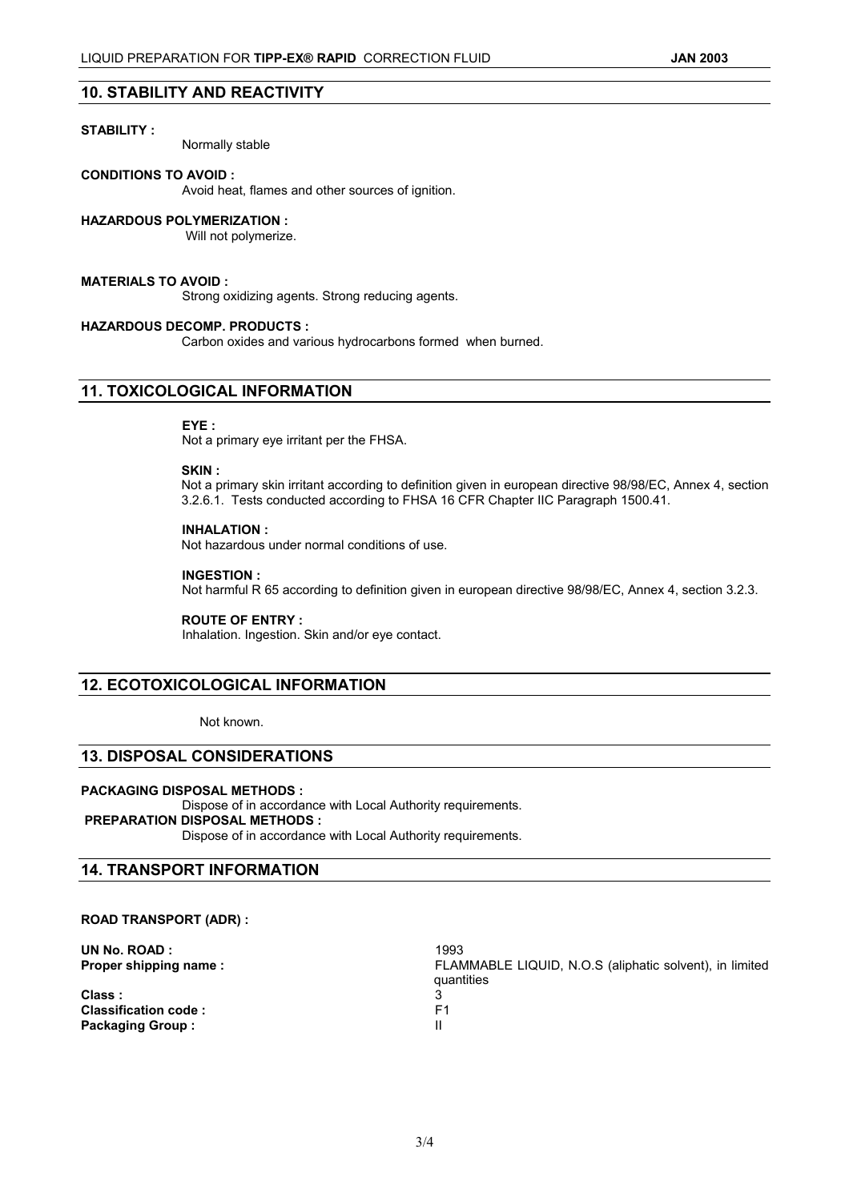## 10. STABILITY AND REACTIVITY

**STABILITY :**

Normally stable

**CONDITIONS TO AVOID :**

Avoid heat, flames and other sources of ignition.

**HAZARDOUS POLYMERIZATION :**

Will not polymerize.

**MATERIALS TO AVOID :**

Strong oxidizing agents. Strong reducing agents.

**HAZARDOUS DECOMP. PRODUCTS :**

Carbon oxides and various hydrocarbons formed when burned.

## 11. TOXICOLOGICAL INFORMATION

**EYE :**

Not a primary eye irritant per the FHSA.

**SKIN :**

Not a primary skin irritant according to definition given in european directive 98/98/EC, Annex 4, section 3.2.6.1. Tests conducted according to FHSA 16 CFR Chapter IIC Paragraph 1500.41.

**INHALATION :**

Not hazardous under normal conditions of use.

**INGESTION :**

Not harmful R 65 according to definition given in european directive 98/98/EC, Annex 4, section 3.2.3.

**ROUTE OF ENTRY :**

Inhalation. Ingestion. Skin and/or eye contact.

## 12. ECOTOXICOLOGICAL INFORMATION

Not known.

## 13. DISPOSAL CONSIDERATIONS

**PACKAGING DISPOSAL METHODS :**

Dispose of in accordance with Local Authority requirements.

**PREPARATION DISPOSAL METHODS :**

Dispose of in accordance with Local Authority requirements.

## 14. TRANSPORT INFORMATION

**ROAD TRANSPORT (ADR) :**

| | |
|---|---|
| **UN No. ROAD :** | 1993 |
| **Proper shipping name :** | FLAMMABLE LIQUID, N.O.S (aliphatic solvent), in limited quantities |
| **Class :** | 3 |
| **Classification code :** | F1 |
| **Packaging Group :** | II |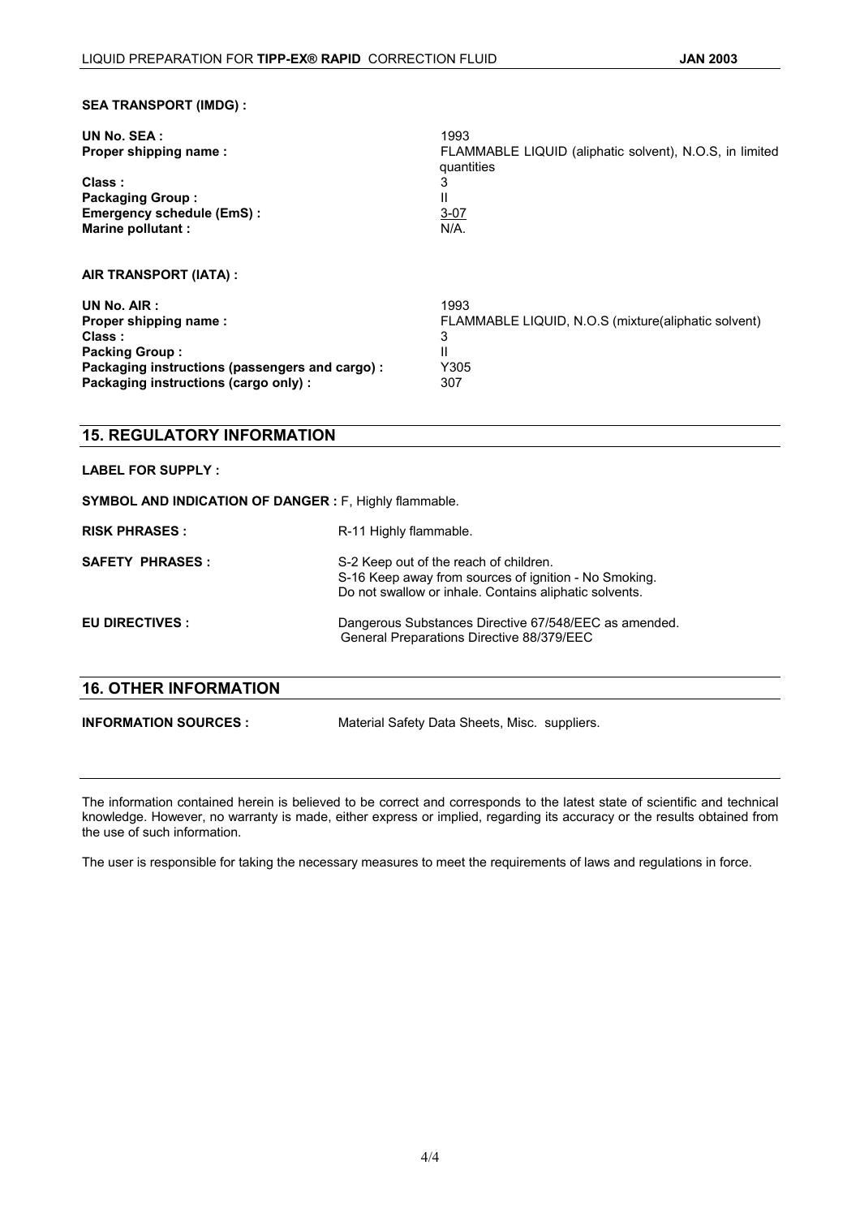**SEA TRANSPORT (IMDG) :**

| | |
|---|---|
| **UN No. SEA :** | 1993 |
| **Proper shipping name :** | FLAMMABLE LIQUID (aliphatic solvent), N.O.S, in limited quantities |
| **Class :** | 3 |
| **Packaging Group :** | II |
| **Emergency schedule (EmS) :** | 3-07 |
| **Marine pollutant :** | N/A. |

**AIR TRANSPORT (IATA) :**

| | |
|---|---|
| **UN No. AIR :** | 1993 |
| **Proper shipping name :** | FLAMMABLE LIQUID, N.O.S (mixture(aliphatic solvent) |
| **Class :** | 3 |
| **Packing Group :** | II |
| **Packaging instructions (passengers and cargo) :** | Y305 |
| **Packaging instructions (cargo only) :** | 307 |

## 15. REGULATORY INFORMATION

**LABEL FOR SUPPLY :**

**SYMBOL AND INDICATION OF DANGER :** F, Highly flammable.

**RISK PHRASES :** R-11 Highly flammable.

**SAFETY PHRASES :**
S-2 Keep out of the reach of children.
S-16 Keep away from sources of ignition - No Smoking.
Do not swallow or inhale. Contains aliphatic solvents.

**EU DIRECTIVES :**
Dangerous Substances Directive 67/548/EEC as amended.
General Preparations Directive 88/379/EEC

## 16. OTHER INFORMATION

**INFORMATION SOURCES :** Material Safety Data Sheets, Misc. suppliers.

The information contained herein is believed to be correct and corresponds to the latest state of scientific and technical knowledge. However, no warranty is made, either express or implied, regarding its accuracy or the results obtained from the use of such information.

The user is responsible for taking the necessary measures to meet the requirements of laws and regulations in force.